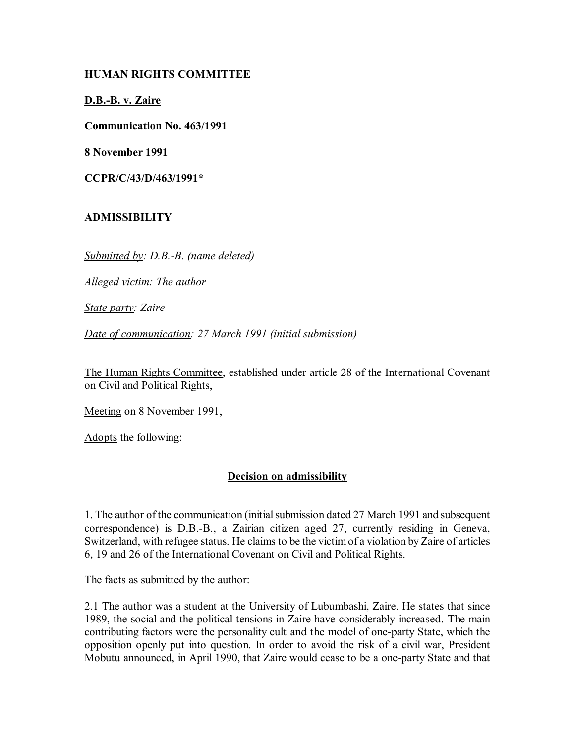**HUMAN RIGHTS COMMITTEE**

**D.B.-B. v. Zaire**

**Communication No. 463/1991**

**8 November 1991**

**CCPR/C/43/D/463/1991***

**ADMISSIBILITY**

*Submitted by: D.B.-B. (name deleted)*

*Alleged victim: The author*

*State party: Zaire*

*Date of communication: 27 March 1991 (initial submission)*

The Human Rights Committee, established under article 28 of the International Covenant on Civil and Political Rights,

Meeting on 8 November 1991,

Adopts the following:

## Decision on admissibility

1. The author of the communication (initial submission dated 27 March 1991 and subsequent correspondence) is D.B.-B., a Zairian citizen aged 27, currently residing in Geneva, Switzerland, with refugee status. He claims to be the victim of a violation by Zaire of articles 6, 19 and 26 of the International Covenant on Civil and Political Rights.

The facts as submitted by the author:

2.1 The author was a student at the University of Lubumbashi, Zaire. He states that since 1989, the social and the political tensions in Zaire have considerably increased. The main contributing factors were the personality cult and the model of one-party State, which the opposition openly put into question. In order to avoid the risk of a civil war, President Mobutu announced, in April 1990, that Zaire would cease to be a one-party State and that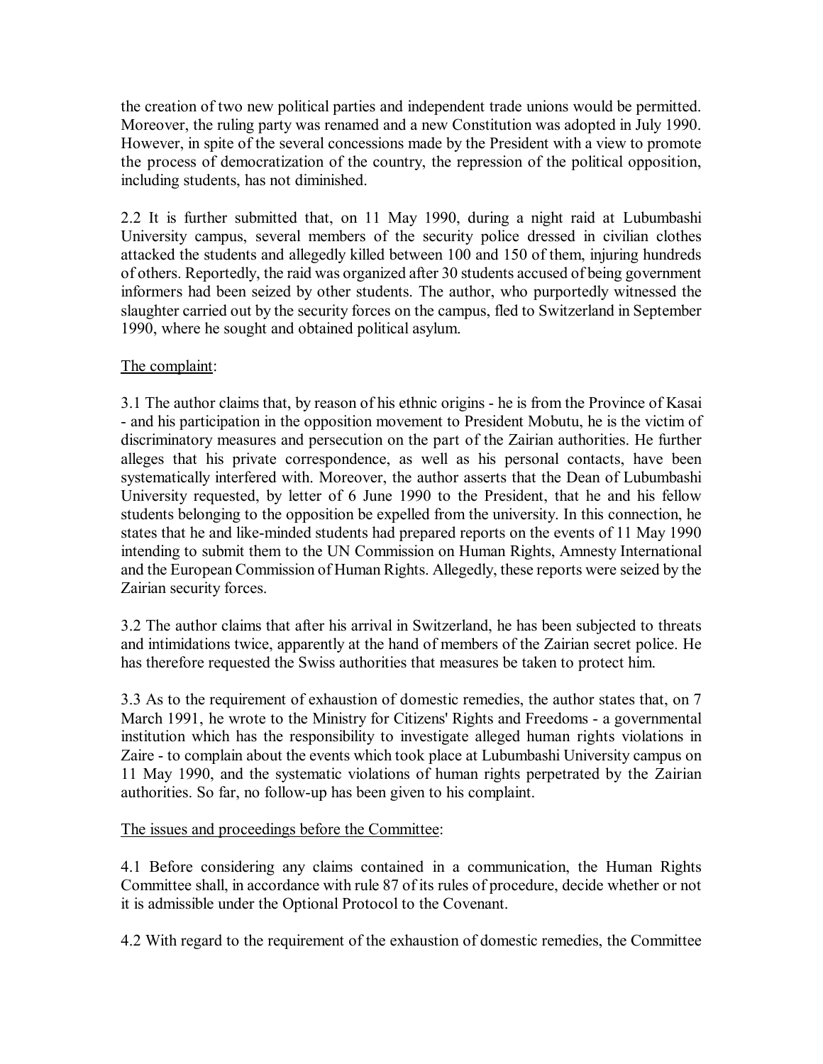the creation of two new political parties and independent trade unions would be permitted. Moreover, the ruling party was renamed and a new Constitution was adopted in July 1990. However, in spite of the several concessions made by the President with a view to promote the process of democratization of the country, the repression of the political opposition, including students, has not diminished.

2.2 It is further submitted that, on 11 May 1990, during a night raid at Lubumbashi University campus, several members of the security police dressed in civilian clothes attacked the students and allegedly killed between 100 and 150 of them, injuring hundreds of others. Reportedly, the raid was organized after 30 students accused of being government informers had been seized by other students. The author, who purportedly witnessed the slaughter carried out by the security forces on the campus, fled to Switzerland in September 1990, where he sought and obtained political asylum.

The complaint:

3.1 The author claims that, by reason of his ethnic origins - he is from the Province of Kasai - and his participation in the opposition movement to President Mobutu, he is the victim of discriminatory measures and persecution on the part of the Zairian authorities. He further alleges that his private correspondence, as well as his personal contacts, have been systematically interfered with. Moreover, the author asserts that the Dean of Lubumbashi University requested, by letter of 6 June 1990 to the President, that he and his fellow students belonging to the opposition be expelled from the university. In this connection, he states that he and like-minded students had prepared reports on the events of 11 May 1990 intending to submit them to the UN Commission on Human Rights, Amnesty International and the European Commission of Human Rights. Allegedly, these reports were seized by the Zairian security forces.

3.2 The author claims that after his arrival in Switzerland, he has been subjected to threats and intimidations twice, apparently at the hand of members of the Zairian secret police. He has therefore requested the Swiss authorities that measures be taken to protect him.

3.3 As to the requirement of exhaustion of domestic remedies, the author states that, on 7 March 1991, he wrote to the Ministry for Citizens' Rights and Freedoms - a governmental institution which has the responsibility to investigate alleged human rights violations in Zaire - to complain about the events which took place at Lubumbashi University campus on 11 May 1990, and the systematic violations of human rights perpetrated by the Zairian authorities. So far, no follow-up has been given to his complaint.

The issues and proceedings before the Committee:

4.1 Before considering any claims contained in a communication, the Human Rights Committee shall, in accordance with rule 87 of its rules of procedure, decide whether or not it is admissible under the Optional Protocol to the Covenant.

4.2 With regard to the requirement of the exhaustion of domestic remedies, the Committee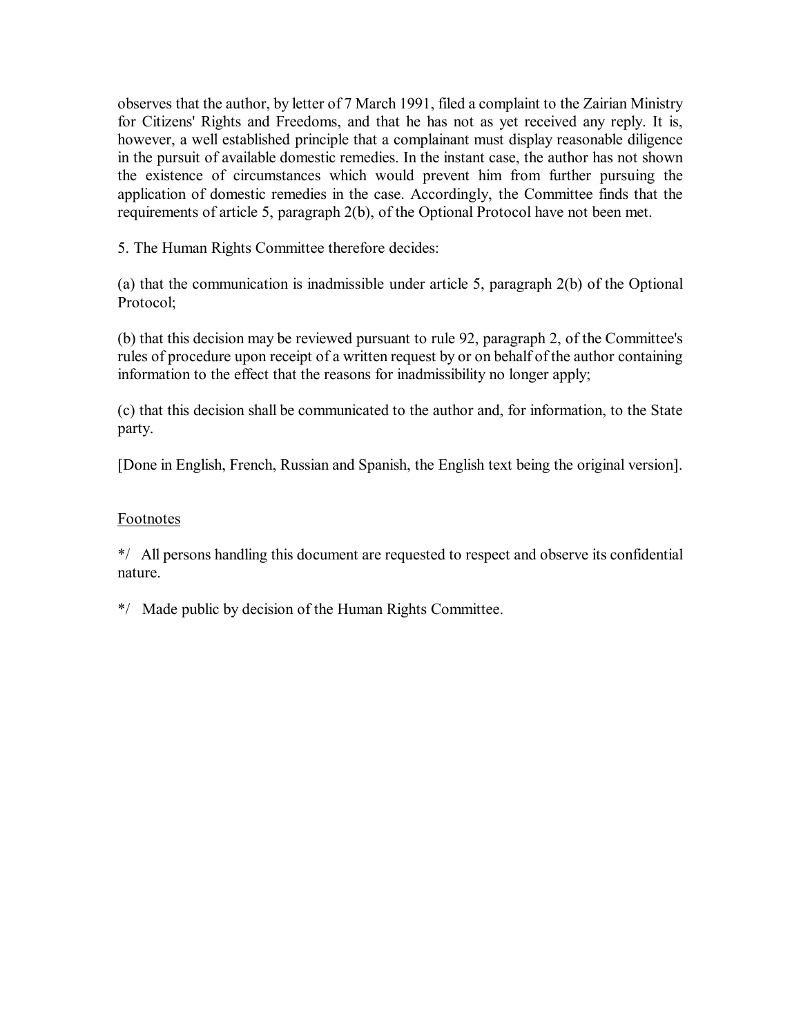observes that the author, by letter of 7 March 1991, filed a complaint to the Zairian Ministry for Citizens' Rights and Freedoms, and that he has not as yet received any reply. It is, however, a well established principle that a complainant must display reasonable diligence in the pursuit of available domestic remedies. In the instant case, the author has not shown the existence of circumstances which would prevent him from further pursuing the application of domestic remedies in the case. Accordingly, the Committee finds that the requirements of article 5, paragraph 2(b), of the Optional Protocol have not been met.

5. The Human Rights Committee therefore decides:

(a) that the communication is inadmissible under article 5, paragraph 2(b) of the Optional Protocol;

(b) that this decision may be reviewed pursuant to rule 92, paragraph 2, of the Committee's rules of procedure upon receipt of a written request by or on behalf of the author containing information to the effect that the reasons for inadmissibility no longer apply;

(c) that this decision shall be communicated to the author and, for information, to the State party.

[Done in English, French, Russian and Spanish, the English text being the original version].

Footnotes

*/ All persons handling this document are requested to respect and observe its confidential nature.

*/ Made public by decision of the Human Rights Committee.